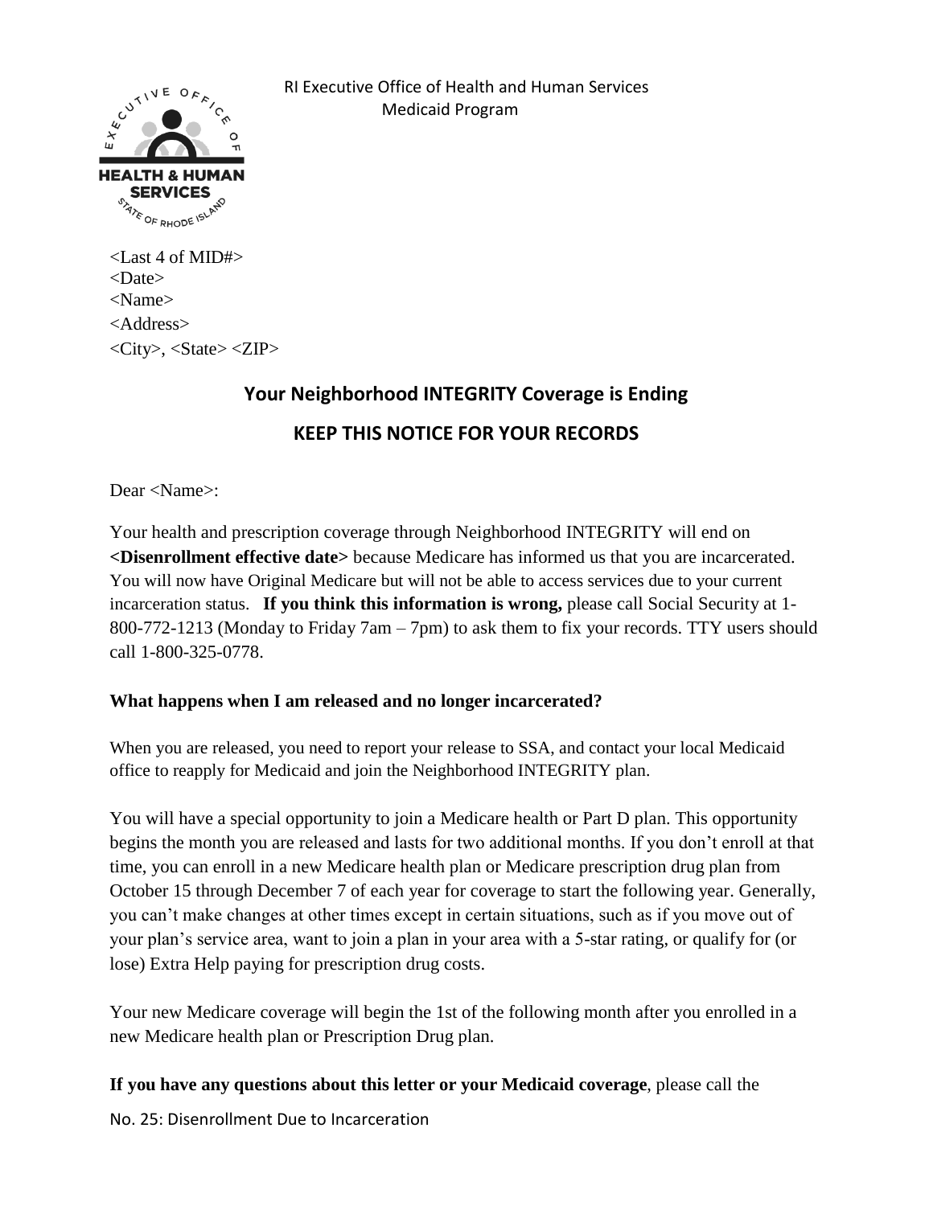RI Executive Office of Health and Human Services
Medicaid Program

<Last 4 of MID#>
<Date>
<Name>
<Address>
<City>, <State> <ZIP>

## Your Neighborhood INTEGRITY Coverage is Ending

## KEEP THIS NOTICE FOR YOUR RECORDS

Dear <Name>:

Your health and prescription coverage through Neighborhood INTEGRITY will end on **<Disenrollment effective date>** because Medicare has informed us that you are incarcerated. You will now have Original Medicare but will not be able to access services due to your current incarceration status. **If you think this information is wrong,** please call Social Security at 1-800-772-1213 (Monday to Friday 7am – 7pm) to ask them to fix your records. TTY users should call 1-800-325-0778.

**What happens when I am released and no longer incarcerated?**

When you are released, you need to report your release to SSA, and contact your local Medicaid office to reapply for Medicaid and join the Neighborhood INTEGRITY plan.

You will have a special opportunity to join a Medicare health or Part D plan. This opportunity begins the month you are released and lasts for two additional months. If you don't enroll at that time, you can enroll in a new Medicare health plan or Medicare prescription drug plan from October 15 through December 7 of each year for coverage to start the following year. Generally, you can't make changes at other times except in certain situations, such as if you move out of your plan's service area, want to join a plan in your area with a 5-star rating, or qualify for (or lose) Extra Help paying for prescription drug costs.

Your new Medicare coverage will begin the 1st of the following month after you enrolled in a new Medicare health plan or Prescription Drug plan.

**If you have any questions about this letter or your Medicaid coverage**, please call the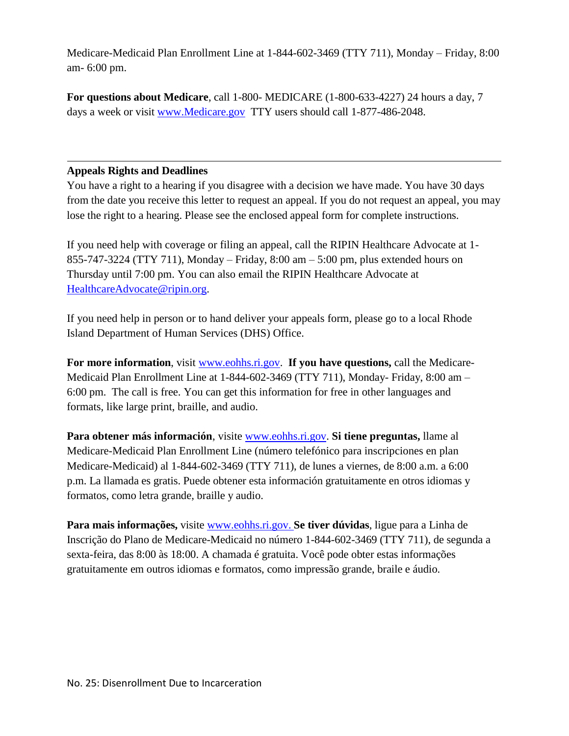Medicare-Medicaid Plan Enrollment Line at 1-844-602-3469 (TTY 711), Monday – Friday, 8:00 am- 6:00 pm.

**For questions about Medicare**, call 1-800- MEDICARE (1-800-633-4227) 24 hours a day, 7 days a week or visit www.Medicare.gov TTY users should call 1-877-486-2048.

---

**Appeals Rights and Deadlines**

You have a right to a hearing if you disagree with a decision we have made. You have 30 days from the date you receive this letter to request an appeal. If you do not request an appeal, you may lose the right to a hearing. Please see the enclosed appeal form for complete instructions.

If you need help with coverage or filing an appeal, call the RIPIN Healthcare Advocate at 1-855-747-3224 (TTY 711), Monday – Friday, 8:00 am – 5:00 pm, plus extended hours on Thursday until 7:00 pm. You can also email the RIPIN Healthcare Advocate at HealthcareAdvocate@ripin.org.

If you need help in person or to hand deliver your appeals form, please go to a local Rhode Island Department of Human Services (DHS) Office.

**For more information**, visit www.eohhs.ri.gov. **If you have questions,** call the Medicare-Medicaid Plan Enrollment Line at 1-844-602-3469 (TTY 711), Monday- Friday, 8:00 am – 6:00 pm. The call is free. You can get this information for free in other languages and formats, like large print, braille, and audio.

**Para obtener más información**, visite www.eohhs.ri.gov. **Si tiene preguntas,** llame al Medicare-Medicaid Plan Enrollment Line (número telefónico para inscripciones en plan Medicare-Medicaid) al 1-844-602-3469 (TTY 711), de lunes a viernes, de 8:00 a.m. a 6:00 p.m. La llamada es gratis. Puede obtener esta información gratuitamente en otros idiomas y formatos, como letra grande, braille y audio.

**Para mais informações,** visite www.eohhs.ri.gov. **Se tiver dúvidas**, ligue para a Linha de Inscrição do Plano de Medicare-Medicaid no número 1-844-602-3469 (TTY 711), de segunda a sexta-feira, das 8:00 às 18:00. A chamada é gratuita. Você pode obter estas informações gratuitamente em outros idiomas e formatos, como impressão grande, braile e áudio.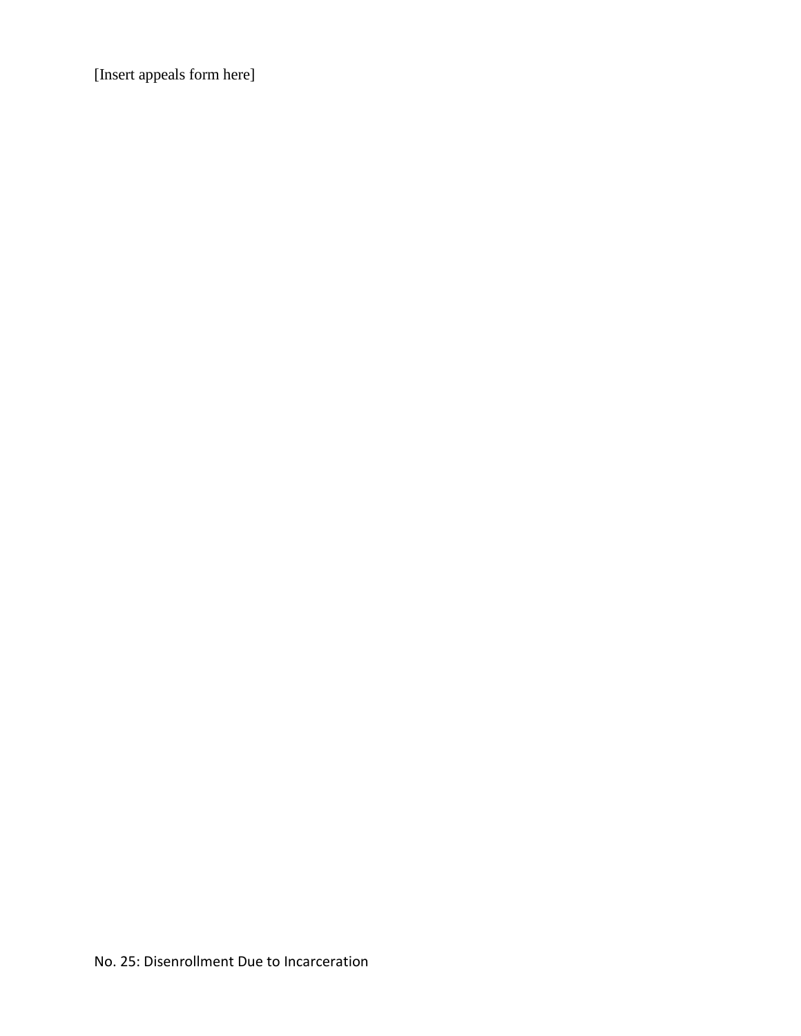[Insert appeals form here]